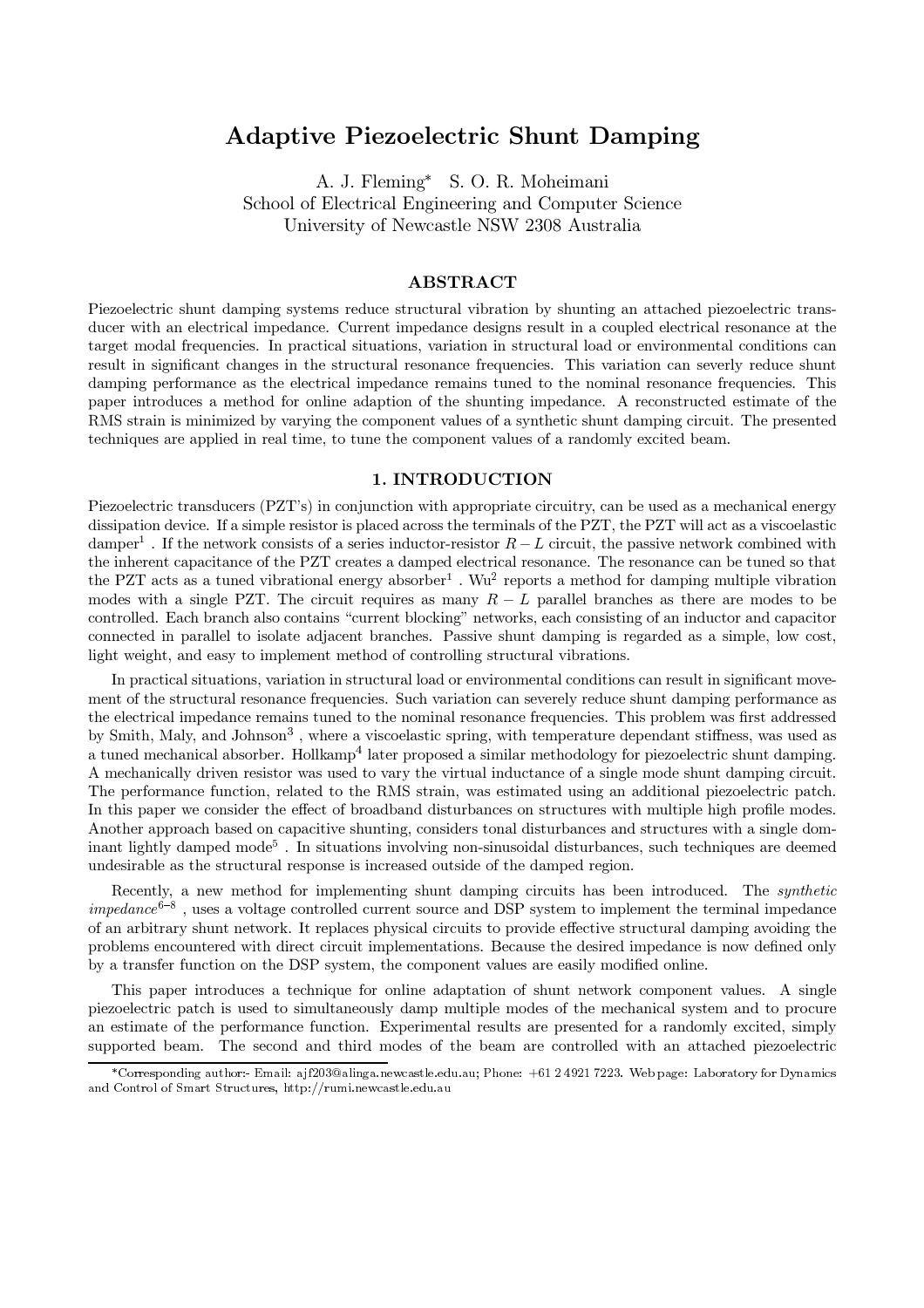# Adaptive Piezoelectric Shunt Damping

A. J. Fleming* S. O. R. Moheimani
School of Electrical Engineering and Computer Science
University of Newcastle NSW 2308 Australia

## ABSTRACT

Piezoelectric shunt damping systems reduce structural vibration by shunting an attached piezoelectric transducer with an electrical impedance. Current impedance designs result in a coupled electrical resonance at the target modal frequencies. In practical situations, variation in structural load or environmental conditions can result in significant changes in the structural resonance frequencies. This variation can severely reduce shunt damping performance as the electrical impedance remains tuned to the nominal resonance frequencies. This paper introduces a method for online adaption of the shunting impedance. A reconstructed estimate of the RMS strain is minimized by varying the component values of a synthetic shunt damping circuit. The presented techniques are applied in real time, to tune the component values of a randomly excited beam.

## 1. INTRODUCTION

Piezoelectric transducers (PZT's) in conjunction with appropriate circuitry, can be used as a mechanical energy dissipation device. If a simple resistor is placed across the terminals of the PZT, the PZT will act as a viscoelastic damper[1]. If the network consists of a series inductor-resistor $R-L$ circuit, the passive network combined with the inherent capacitance of the PZT creates a damped electrical resonance. The resonance can be tuned so that the PZT acts as a tuned vibrational energy absorber[1]. Wu[2] reports a method for damping multiple vibration modes with a single PZT. The circuit requires as many $R-L$ parallel branches as there are modes to be controlled. Each branch also contains "current blocking" networks, each consisting of an inductor and capacitor connected in parallel to isolate adjacent branches. Passive shunt damping is regarded as a simple, low cost, light weight, and easy to implement method of controlling structural vibrations.

In practical situations, variation in structural load or environmental conditions can result in significant movement of the structural resonance frequencies. Such variation can severely reduce shunt damping performance as the electrical impedance remains tuned to the nominal resonance frequencies. This problem was first addressed by Smith, Maly, and Johnson[3], where a viscoelastic spring, with temperature dependant stiffness, was used as a tuned mechanical absorber. Hollkamp[4] later proposed a similar methodology for piezoelectric shunt damping. A mechanically driven resistor was used to vary the virtual inductance of a single mode shunt damping circuit. The performance function, related to the RMS strain, was estimated using an additional piezoelectric patch. In this paper we consider the effect of broadband disturbances on structures with multiple high profile modes. Another approach based on capacitive shunting, considers tonal disturbances and structures with a single dominant lightly damped mode[5]. In situations involving non-sinusoidal disturbances, such techniques are deemed undesirable as the structural response is increased outside of the damped region.

Recently, a new method for implementing shunt damping circuits has been introduced. The *synthetic impedance*[6–8], uses a voltage controlled current source and DSP system to implement the terminal impedance of an arbitrary shunt network. It replaces physical circuits to provide effective structural damping avoiding the problems encountered with direct circuit implementations. Because the desired impedance is now defined only by a transfer function on the DSP system, the component values are easily modified online.

This paper introduces a technique for online adaptation of shunt network component values. A single piezoelectric patch is used to simultaneously damp multiple modes of the mechanical system and to procure an estimate of the performance function. Experimental results are presented for a randomly excited, simply supported beam. The second and third modes of the beam are controlled with an attached piezoelectric

*Corresponding author:- Email: ajf203@alinga.newcastle.edu.au; Phone: +61 2 4921 7223. Web page: Laboratory for Dynamics and Control of Smart Structures, http://rumi.newcastle.edu.au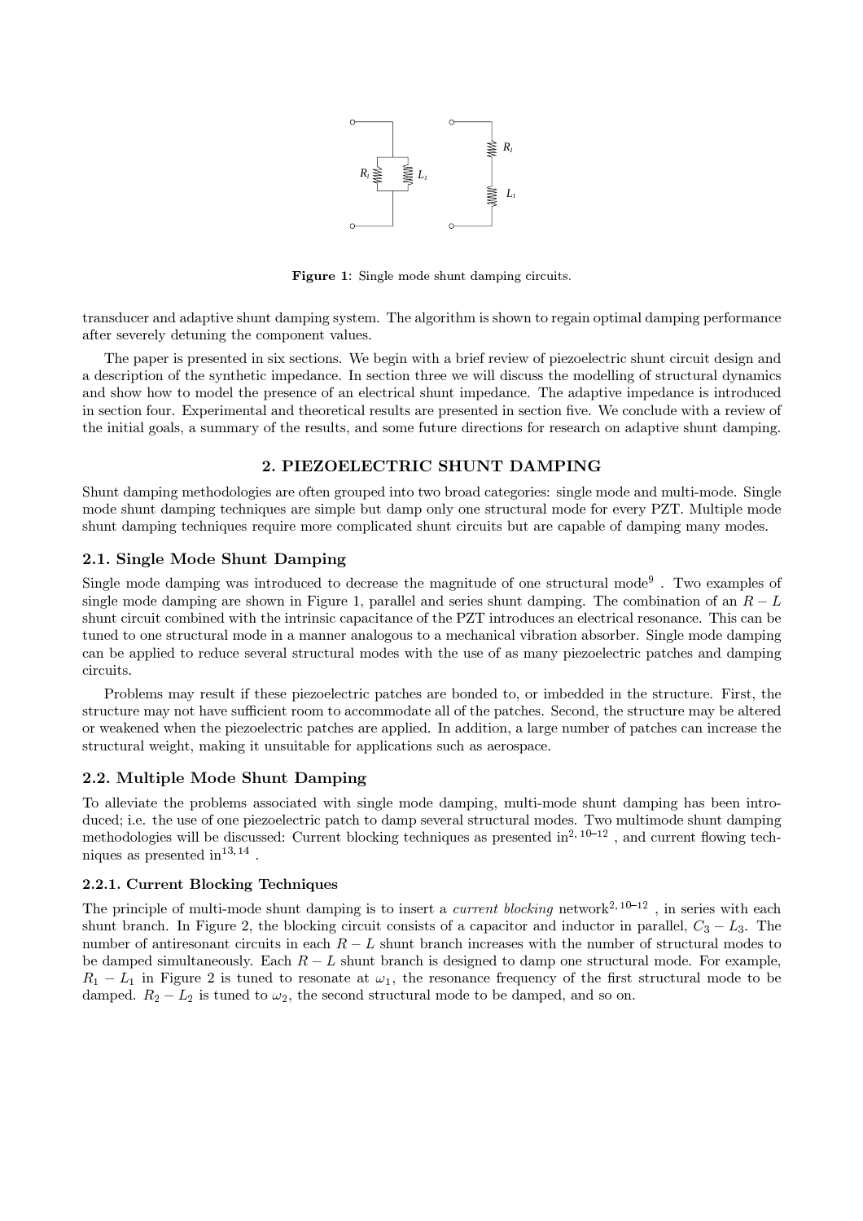Figure 1: Single mode shunt damping circuits.

transducer and adaptive shunt damping system. The algorithm is shown to regain optimal damping performance after severely detuning the component values.

The paper is presented in six sections. We begin with a brief review of piezoelectric shunt circuit design and a description of the synthetic impedance. In section three we will discuss the modelling of structural dynamics and show how to model the presence of an electrical shunt impedance. The adaptive impedance is introduced in section four. Experimental and theoretical results are presented in section five. We conclude with a review of the initial goals, a summary of the results, and some future directions for research on adaptive shunt damping.

## 2. PIEZOELECTRIC SHUNT DAMPING

Shunt damping methodologies are often grouped into two broad categories: single mode and multi-mode. Single mode shunt damping techniques are simple but damp only one structural mode for every PZT. Multiple mode shunt damping techniques require more complicated shunt circuits but are capable of damping many modes.

### 2.1. Single Mode Shunt Damping

Single mode damping was introduced to decrease the magnitude of one structural mode[9]. Two examples of single mode damping are shown in Figure 1, parallel and series shunt damping. The combination of an $R-L$ shunt circuit combined with the intrinsic capacitance of the PZT introduces an electrical resonance. This can be tuned to one structural mode in a manner analogous to a mechanical vibration absorber. Single mode damping can be applied to reduce several structural modes with the use of as many piezoelectric patches and damping circuits.

Problems may result if these piezoelectric patches are bonded to, or imbedded in the structure. First, the structure may not have sufficient room to accommodate all of the patches. Second, the structure may be altered or weakened when the piezoelectric patches are applied. In addition, a large number of patches can increase the structural weight, making it unsuitable for applications such as aerospace.

### 2.2. Multiple Mode Shunt Damping

To alleviate the problems associated with single mode damping, multi-mode shunt damping has been introduced; i.e. the use of one piezoelectric patch to damp several structural modes. Two multimode shunt damping methodologies will be discussed: Current blocking techniques as presented in[2,10–12], and current flowing techniques as presented in[13,14].

#### 2.2.1. Current Blocking Techniques

The principle of multi-mode shunt damping is to insert a *current blocking* network[2,10–12], in series with each shunt branch. In Figure 2, the blocking circuit consists of a capacitor and inductor in parallel, $C_3 - L_3$. The number of antiresonant circuits in each $R-L$ shunt branch increases with the number of structural modes to be damped simultaneously. Each $R-L$ shunt branch is designed to damp one structural mode. For example, $R_1 - L_1$ in Figure 2 is tuned to resonate at $\omega_1$, the resonance frequency of the first structural mode to be damped. $R_2 - L_2$ is tuned to $\omega_2$, the second structural mode to be damped, and so on.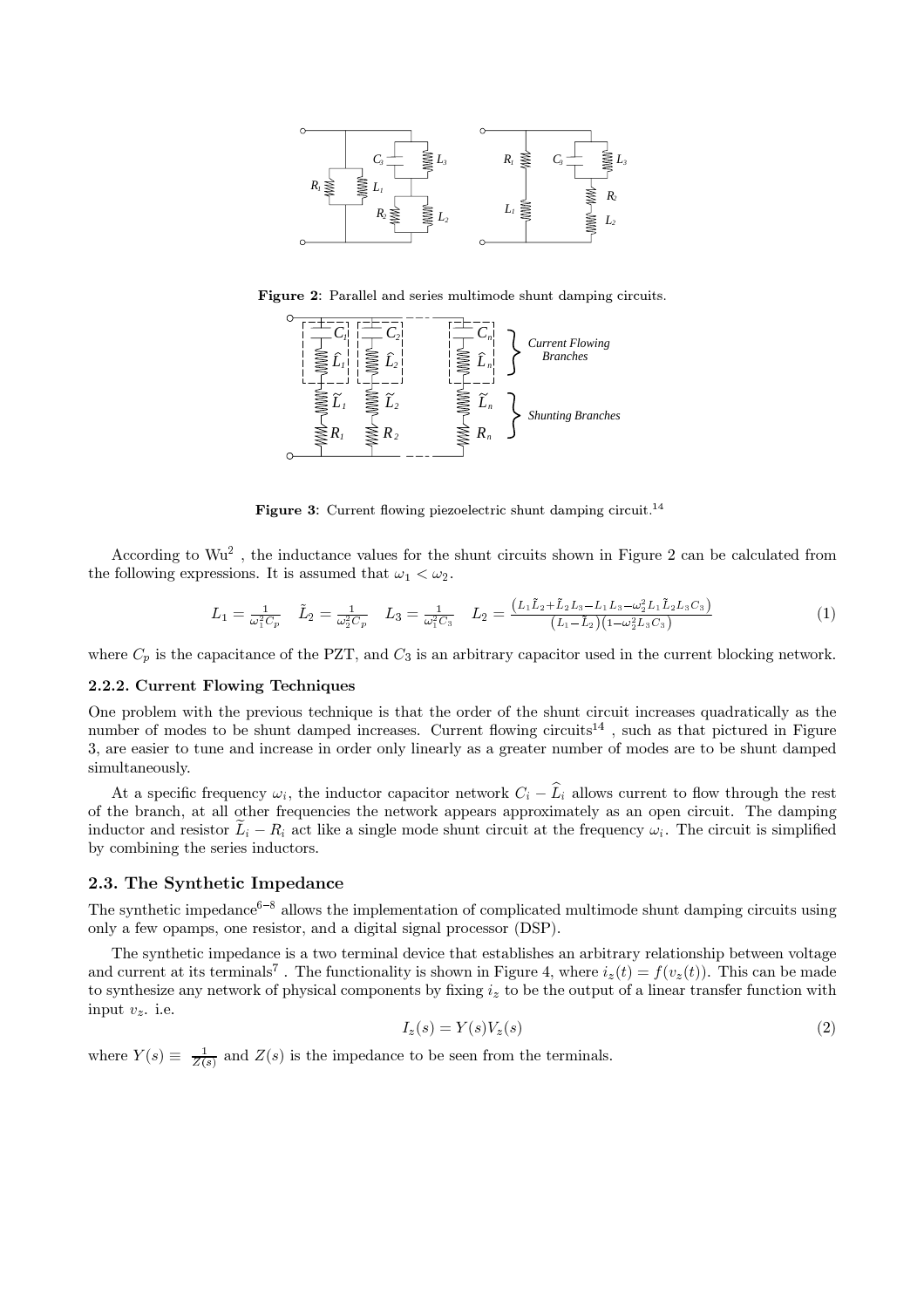**Figure 2**: Parallel and series multimode shunt damping circuits.

**Figure 3**: Current flowing piezoelectric shunt damping circuit.[14]

According to Wu[2] , the inductance values for the shunt circuits shown in Figure 2 can be calculated from the following expressions. It is assumed that $\omega_1 < \omega_2$.

$$L_1 = \frac{1}{\omega_1^2 C_p} \quad \tilde{L}_2 = \frac{1}{\omega_2^2 C_p} \quad L_3 = \frac{1}{\omega_1^2 C_3} \quad L_2 = \frac{\left(L_1 \tilde{L}_2 + \tilde{L}_2 L_3 - L_1 L_3 - \omega_2^2 L_1 \tilde{L}_2 L_3 C_3\right)}{\left(L_1 - \tilde{L}_2\right)\left(1 - \omega_2^2 L_3 C_3\right)} \tag{1}$$

where $C_p$ is the capacitance of the PZT, and $C_3$ is an arbitrary capacitor used in the current blocking network.

### 2.2.2. Current Flowing Techniques

One problem with the previous technique is that the order of the shunt circuit increases quadratically as the number of modes to be shunt damped increases. Current flowing circuits[14] , such as that pictured in Figure 3, are easier to tune and increase in order only linearly as a greater number of modes are to be shunt damped simultaneously.

At a specific frequency $\omega_i$, the inductor capacitor network $C_i - \widehat{L}_i$ allows current to flow through the rest of the branch, at all other frequencies the network appears approximately as an open circuit. The damping inductor and resistor $\widetilde{L}_i - R_i$ act like a single mode shunt circuit at the frequency $\omega_i$. The circuit is simplified by combining the series inductors.

## 2.3. The Synthetic Impedance

The synthetic impedance[6–8] allows the implementation of complicated multimode shunt damping circuits using only a few opamps, one resistor, and a digital signal processor (DSP).

The synthetic impedance is a two terminal device that establishes an arbitrary relationship between voltage and current at its terminals[7] . The functionality is shown in Figure 4, where $i_z(t) = f(v_z(t))$. This can be made to synthesize any network of physical components by fixing $i_z$ to be the output of a linear transfer function with input $v_z$. i.e.

$$I_z(s) = Y(s) V_z(s) \tag{2}$$

where $Y(s) \equiv \frac{1}{Z(s)}$ and $Z(s)$ is the impedance to be seen from the terminals.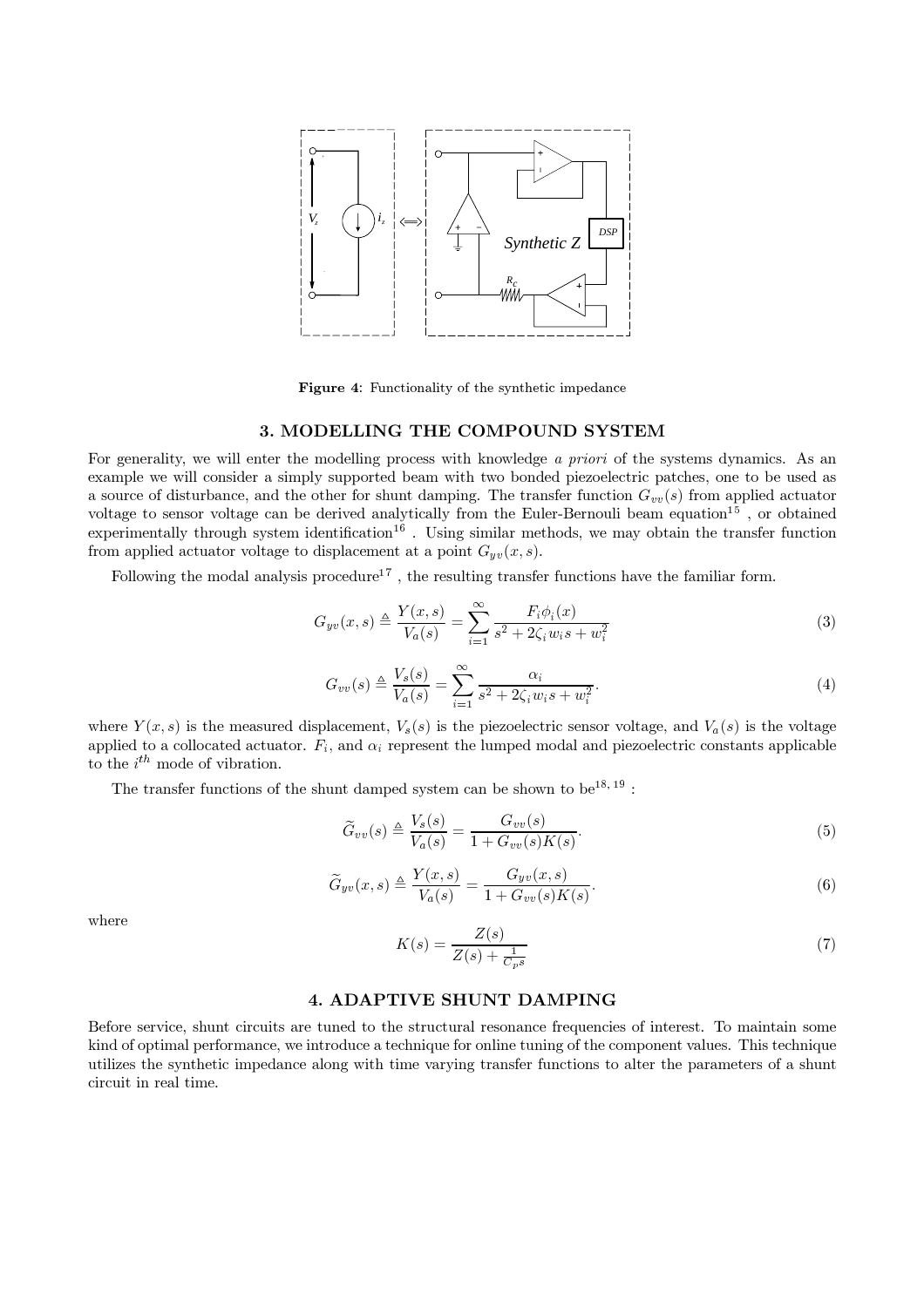**Figure 4**: Functionality of the synthetic impedance

## 3. MODELLING THE COMPOUND SYSTEM

For generality, we will enter the modelling process with knowledge *a priori* of the systems dynamics. As an example we will consider a simply supported beam with two bonded piezoelectric patches, one to be used as a source of disturbance, and the other for shunt damping. The transfer function $G_{vv}(s)$ from applied actuator voltage to sensor voltage can be derived analytically from the Euler-Bernouli beam equation[15] , or obtained experimentally through system identification[16] . Using similar methods, we may obtain the transfer function from applied actuator voltage to displacement at a point $G_{yv}(x, s)$.

Following the modal analysis procedure[17] , the resulting transfer functions have the familiar form.

$$G_{yv}(x, s) \triangleq \frac{Y(x, s)}{V_a(s)} = \sum_{i=1}^{\infty} \frac{F_i \phi_i(x)}{s^2 + 2\zeta_i w_i s + w_i^2} \tag{3}$$

$$G_{vv}(s) \triangleq \frac{V_s(s)}{V_a(s)} = \sum_{i=1}^{\infty} \frac{\alpha_i}{s^2 + 2\zeta_i w_i s + w_i^2}. \tag{4}$$

where $Y(x, s)$ is the measured displacement, $V_s(s)$ is the piezoelectric sensor voltage, and $V_a(s)$ is the voltage applied to a collocated actuator. $F_i$, and $\alpha_i$ represent the lumped modal and piezoelectric constants applicable to the $i^{th}$ mode of vibration.

The transfer functions of the shunt damped system can be shown to be[18, 19] :

$$\widetilde{G}_{vv}(s) \triangleq \frac{V_s(s)}{V_a(s)} = \frac{G_{vv}(s)}{1 + G_{vv}(s)K(s)}. \tag{5}$$

$$\widetilde{G}_{yv}(x, s) \triangleq \frac{Y(x, s)}{V_a(s)} = \frac{G_{yv}(x, s)}{1 + G_{vv}(s)K(s)}. \tag{6}$$

where

$$K(s) = \frac{Z(s)}{Z(s) + \frac{1}{C_p s}} \tag{7}$$

## 4. ADAPTIVE SHUNT DAMPING

Before service, shunt circuits are tuned to the structural resonance frequencies of interest. To maintain some kind of optimal performance, we introduce a technique for online tuning of the component values. This technique utilizes the synthetic impedance along with time varying transfer functions to alter the parameters of a shunt circuit in real time.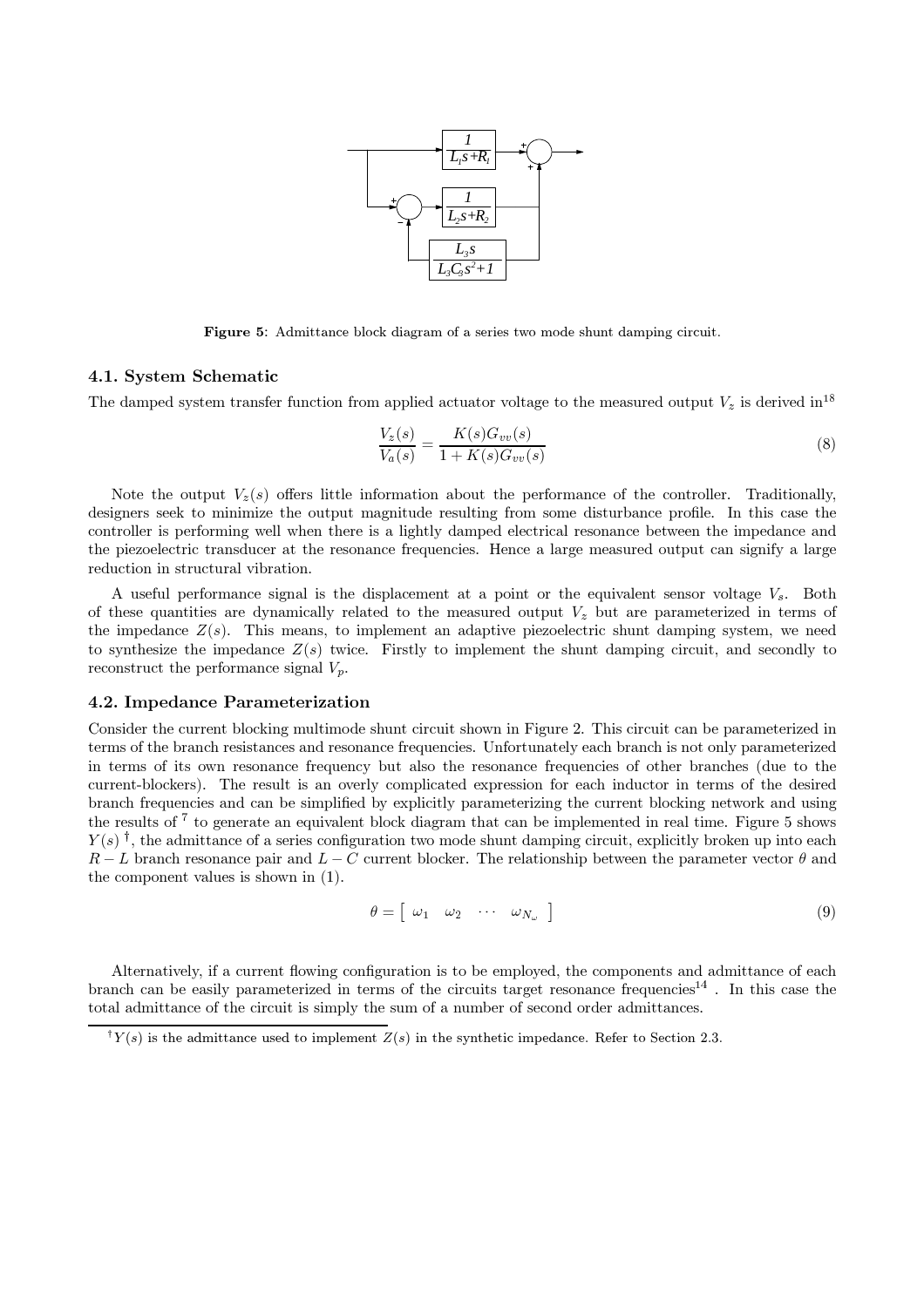**Figure 5**: Admittance block diagram of a series two mode shunt damping circuit.

### 4.1. System Schematic

The damped system transfer function from applied actuator voltage to the measured output $V_z$ is derived in[18]

$$
\frac{V_z(s)}{V_a(s)} = \frac{K(s)G_{vv}(s)}{1 + K(s)G_{vv}(s)} \tag{8}
$$

Note the output $V_z(s)$ offers little information about the performance of the controller. Traditionally, designers seek to minimize the output magnitude resulting from some disturbance profile. In this case the controller is performing well when there is a lightly damped electrical resonance between the impedance and the piezoelectric transducer at the resonance frequencies. Hence a large measured output can signify a large reduction in structural vibration.

A useful performance signal is the displacement at a point or the equivalent sensor voltage $V_s$. Both of these quantities are dynamically related to the measured output $V_z$ but are parameterized in terms of the impedance $Z(s)$. This means, to implement an adaptive piezoelectric shunt damping system, we need to synthesize the impedance $Z(s)$ twice. Firstly to implement the shunt damping circuit, and secondly to reconstruct the performance signal $V_p$.

### 4.2. Impedance Parameterization

Consider the current blocking multimode shunt circuit shown in Figure 2. This circuit can be parameterized in terms of the branch resistances and resonance frequencies. Unfortunately each branch is not only parameterized in terms of its own resonance frequency but also the resonance frequencies of other branches (due to the current-blockers). The result is an overly complicated expression for each inductor in terms of the desired branch frequencies and can be simplified by explicitly parameterizing the current blocking network and using the results of [7] to generate an equivalent block diagram that can be implemented in real time. Figure 5 shows $Y(s)$ [†], the admittance of a series configuration two mode shunt damping circuit, explicitly broken up into each $R-L$ branch resonance pair and $L-C$ current blocker. The relationship between the parameter vector $\theta$ and the component values is shown in (1).

$$
\theta = \left[ \begin{array}{cccc} \omega_1 & \omega_2 & \cdots & \omega_{N_\omega} \end{array} \right] \tag{9}
$$

Alternatively, if a current flowing configuration is to be employed, the components and admittance of each branch can be easily parameterized in terms of the circuits target resonance frequencies[14]. In this case the total admittance of the circuit is simply the sum of a number of second order admittances.

[†] $Y(s)$ is the admittance used to implement $Z(s)$ in the synthetic impedance. Refer to Section 2.3.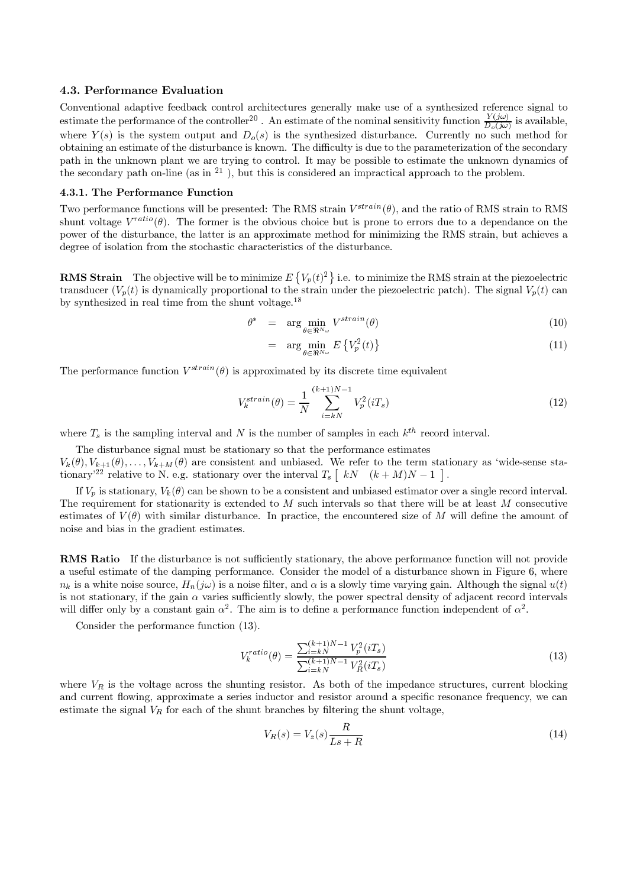### 4.3. Performance Evaluation

Conventional adaptive feedback control architectures generally make use of a synthesized reference signal to estimate the performance of the controller[20] . An estimate of the nominal sensitivity function $\frac{Y(j\omega)}{D_o(j\omega)}$ is available, where $Y(s)$ is the system output and $D_o(s)$ is the synthesized disturbance. Currently no such method for obtaining an estimate of the disturbance is known. The difficulty is due to the parameterization of the secondary path in the unknown plant we are trying to control. It may be possible to estimate the unknown dynamics of the secondary path on-line (as in [21] ), but this is considered an impractical approach to the problem.

#### 4.3.1. The Performance Function

Two performance functions will be presented: The RMS strain $V^{strain}(\theta)$, and the ratio of RMS strain to RMS shunt voltage $V^{ratio}(\theta)$. The former is the obvious choice but is prone to errors due to a dependance on the power of the disturbance, the latter is an approximate method for minimizing the RMS strain, but achieves a degree of isolation from the stochastic characteristics of the disturbance.

**RMS Strain** The objective will be to minimize $E\left\{V_p(t)^2\right\}$ i.e. to minimize the RMS strain at the piezoelectric transducer ($V_p(t)$ is dynamically proportional to the strain under the piezoelectric patch). The signal $V_p(t)$ can by synthesized in real time from the shunt voltage.[18]

$$
\begin{aligned}
\theta^* &= \arg\min_{\theta \in \Re^{N_\omega}} V^{strain}(\theta) & (10)\\
&= \arg\min_{\theta \in \Re^{N_\omega}} E\left\{V_p^2(t)\right\} & (11)
\end{aligned}
$$

The performance function $V^{strain}(\theta)$ is approximated by its discrete time equivalent

$$
V_k^{strain}(\theta) = \frac{1}{N} \sum_{i=kN}^{(k+1)N-1} V_p^2(iT_s) \tag{12}
$$

where $T_s$ is the sampling interval and $N$ is the number of samples in each $k^{th}$ record interval.

The disturbance signal must be stationary so that the performance estimates $V_k(\theta), V_{k+1}(\theta), \ldots, V_{k+M}(\theta)$ are consistent and unbiased. We refer to the term stationary as 'wide-sense stationary'[22] relative to N. e.g. stationary over the interval $T_s\left[\ kN \quad (k+M)N-1\ \right]$.

If $V_p$ is stationary, $V_k(\theta)$ can be shown to be a consistent and unbiased estimator over a single record interval. The requirement for stationarity is extended to $M$ such intervals so that there will be at least $M$ consecutive estimates of $V(\theta)$ with similar disturbance. In practice, the encountered size of $M$ will define the amount of noise and bias in the gradient estimates.

**RMS Ratio** If the disturbance is not sufficiently stationary, the above performance function will not provide a useful estimate of the damping performance. Consider the model of a disturbance shown in Figure 6, where $n_k$ is a white noise source, $H_n(j\omega)$ is a noise filter, and $\alpha$ is a slowly time varying gain. Although the signal $u(t)$ is not stationary, if the gain $\alpha$ varies sufficiently slowly, the power spectral density of adjacent record intervals will differ only by a constant gain $\alpha^2$. The aim is to define a performance function independent of $\alpha^2$.

Consider the performance function (13).

$$
V_k^{ratio}(\theta) = \frac{\sum_{i=kN}^{(k+1)N-1} V_p^2(iT_s)}{\sum_{i=kN}^{(k+1)N-1} V_R^2(iT_s)} \tag{13}
$$

where $V_R$ is the voltage across the shunting resistor. As both of the impedance structures, current blocking and current flowing, approximate a series inductor and resistor around a specific resonance frequency, we can estimate the signal $V_R$ for each of the shunt branches by filtering the shunt voltage,

$$
V_R(s) = V_z(s)\frac{R}{Ls+R} \tag{14}
$$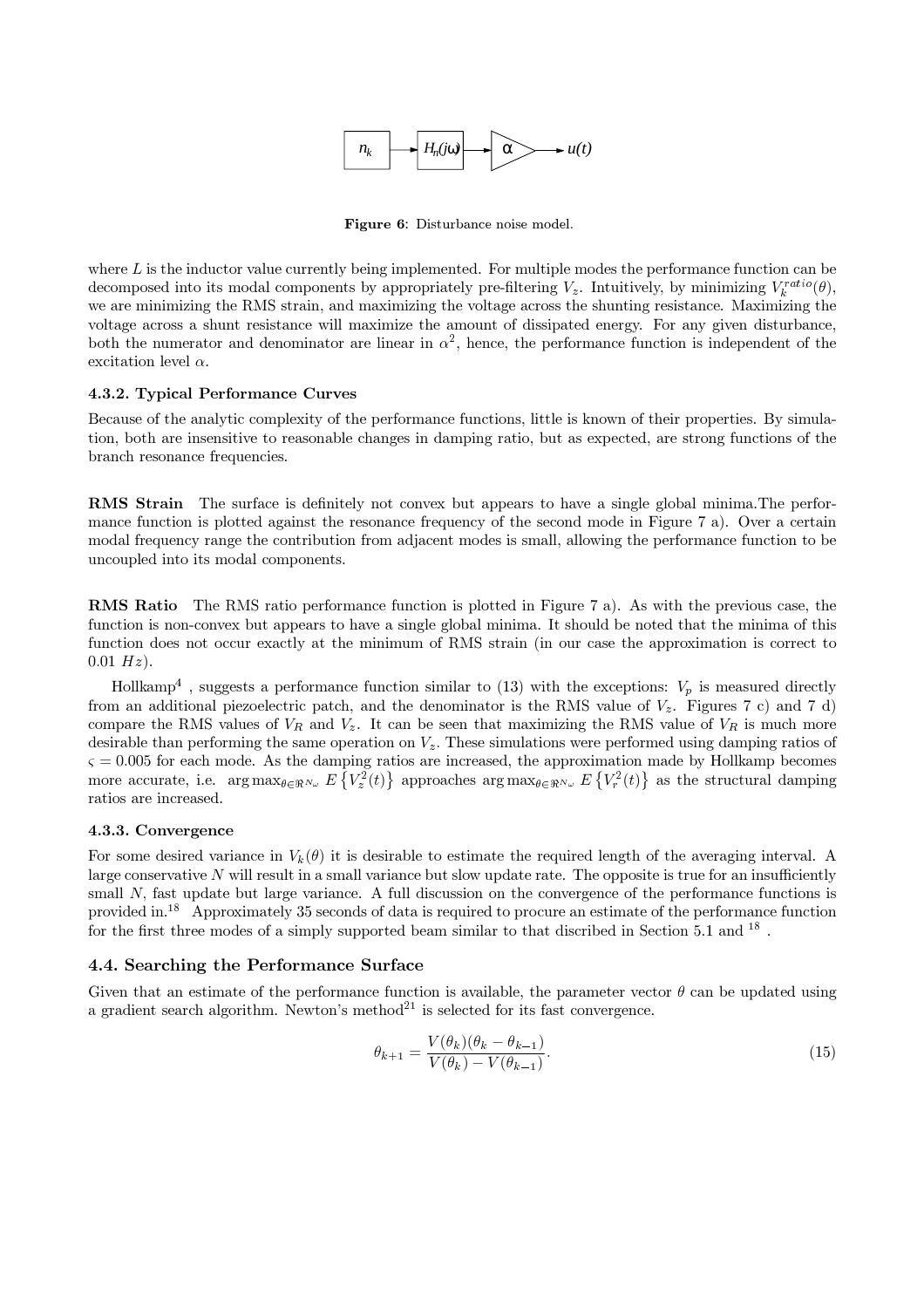Figure 6: Disturbance noise model.

where $L$ is the inductor value currently being implemented. For multiple modes the performance function can be decomposed into its modal components by appropriately pre-filtering $V_z$. Intuitively, by minimizing $V_k^{ratio}(\theta)$, we are minimizing the RMS strain, and maximizing the voltage across the shunting resistance. Maximizing the voltage across a shunt resistance will maximize the amount of dissipated energy. For any given disturbance, both the numerator and denominator are linear in $\alpha^2$, hence, the performance function is independent of the excitation level $\alpha$.

### 4.3.2. Typical Performance Curves

Because of the analytic complexity of the performance functions, little is known of their properties. By simulation, both are insensitive to reasonable changes in damping ratio, but as expected, are strong functions of the branch resonance frequencies.

**RMS Strain** The surface is definitely not convex but appears to have a single global minima.The performance function is plotted against the resonance frequency of the second mode in Figure 7 a). Over a certain modal frequency range the contribution from adjacent modes is small, allowing the performance function to be uncoupled into its modal components.

**RMS Ratio** The RMS ratio performance function is plotted in Figure 7 a). As with the previous case, the function is non-convex but appears to have a single global minima. It should be noted that the minima of this function does not occur exactly at the minimum of RMS strain (in our case the approximation is correct to 0.01 $Hz$).

Hollkamp[4] , suggests a performance function similar to (13) with the exceptions: $V_p$ is measured directly from an additional piezoelectric patch, and the denominator is the RMS value of $V_z$. Figures 7 c) and 7 d) compare the RMS values of $V_R$ and $V_z$. It can be seen that maximizing the RMS value of $V_R$ is much more desirable than performing the same operation on $V_z$. These simulations were performed using damping ratios of $\varsigma = 0.005$ for each mode. As the damping ratios are increased, the approximation made by Hollkamp becomes more accurate, i.e. $\arg\max_{\theta \in \Re^{N_\omega}} E\left\{V_z^2(t)\right\}$ approaches $\arg\max_{\theta \in \Re^{N_\omega}} E\left\{V_r^2(t)\right\}$ as the structural damping ratios are increased.

### 4.3.3. Convergence

For some desired variance in $V_k(\theta)$ it is desirable to estimate the required length of the averaging interval. A large conservative $N$ will result in a small variance but slow update rate. The opposite is true for an insufficiently small $N$, fast update but large variance. A full discussion on the convergence of the performance functions is provided in.[18] Approximately 35 seconds of data is required to procure an estimate of the performance function for the first three modes of a simply supported beam similar to that discribed in Section 5.1 and [18] .

## 4.4. Searching the Performance Surface

Given that an estimate of the performance function is available, the parameter vector $\theta$ can be updated using a gradient search algorithm. Newton's method[21] is selected for its fast convergence.

$$\theta_{k+1} = \frac{V(\theta_k)(\theta_k - \theta_{k-1})}{V(\theta_k) - V(\theta_{k-1})}. \tag{15}$$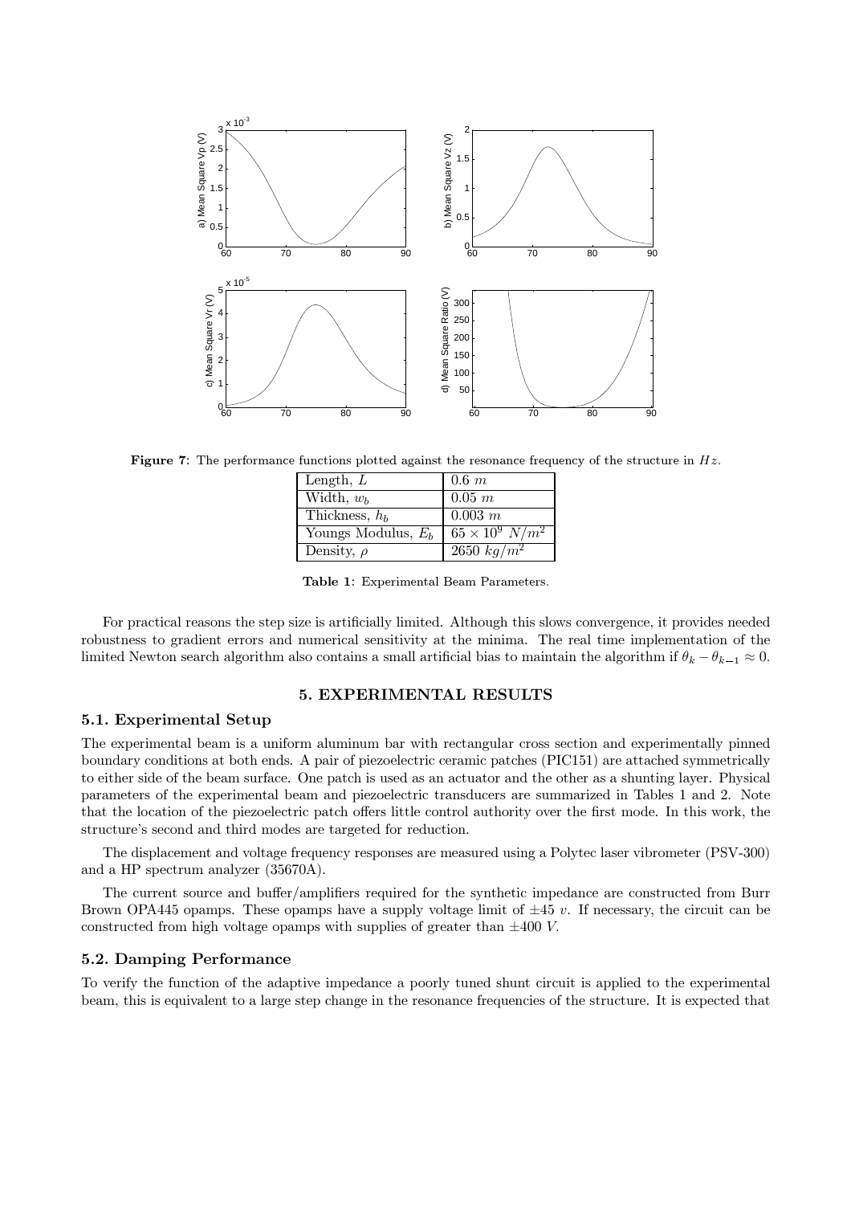**Figure 7**: The performance functions plotted against the resonance frequency of the structure in $Hz$.

| Length, $L$ | $0.6\ m$ |
|---|---|
| Width, $w_b$ | $0.05\ m$ |
| Thickness, $h_b$ | $0.003\ m$ |
| Youngs Modulus, $E_b$ | $65 \times 10^9\ N/m^2$ |
| Density, $\rho$ | $2650\ kg/m^2$ |

**Table 1**: Experimental Beam Parameters.

For practical reasons the step size is artificially limited. Although this slows convergence, it provides needed robustness to gradient errors and numerical sensitivity at the minima. The real time implementation of the limited Newton search algorithm also contains a small artificial bias to maintain the algorithm if $\theta_k - \theta_{k-1} \approx 0$.

## 5. EXPERIMENTAL RESULTS

### 5.1. Experimental Setup

The experimental beam is a uniform aluminum bar with rectangular cross section and experimentally pinned boundary conditions at both ends. A pair of piezoelectric ceramic patches (PIC151) are attached symmetrically to either side of the beam surface. One patch is used as an actuator and the other as a shunting layer. Physical parameters of the experimental beam and piezoelectric transducers are summarized in Tables 1 and 2. Note that the location of the piezoelectric patch offers little control authority over the first mode. In this work, the structure's second and third modes are targeted for reduction.

The displacement and voltage frequency responses are measured using a Polytec laser vibrometer (PSV-300) and a HP spectrum analyzer (35670A).

The current source and buffer/amplifiers required for the synthetic impedance are constructed from Burr Brown OPA445 opamps. These opamps have a supply voltage limit of $\pm 45$ $v$. If necessary, the circuit can be constructed from high voltage opamps with supplies of greater than $\pm 400$ $V$.

### 5.2. Damping Performance

To verify the function of the adaptive impedance a poorly tuned shunt circuit is applied to the experimental beam, this is equivalent to a large step change in the resonance frequencies of the structure. It is expected that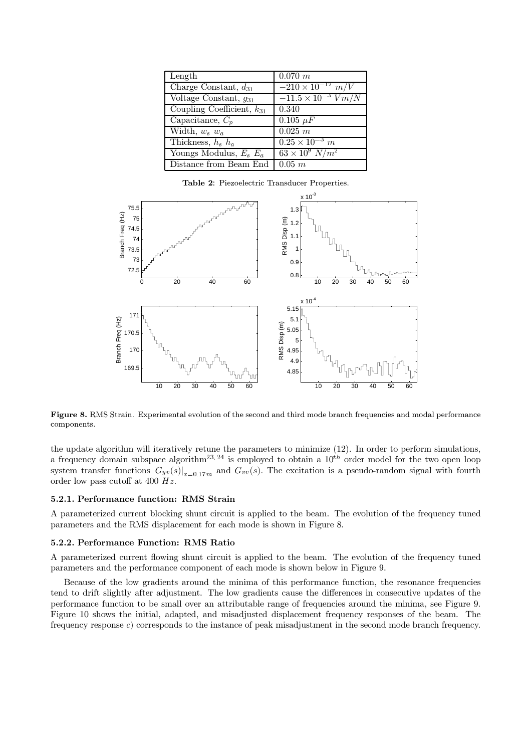| Length | $0.070\ m$ |
|---|---|
| Charge Constant, $d_{31}$ | $-210 \times 10^{-12}\ m/V$ |
| Voltage Constant, $g_{31}$ | $-11.5 \times 10^{-3}\ Vm/N$ |
| Coupling Coefficient, $k_{31}$ | 0.340 |
| Capacitance, $C_p$ | $0.105\ \mu F$ |
| Width, $w_s\ w_a$ | $0.025\ m$ |
| Thickness, $h_s\ h_a$ | $0.25 \times 10^{-3}\ m$ |
| Youngs Modulus, $E_s\ E_a$ | $63 \times 10^{9}\ N/m^2$ |
| Distance from Beam End | $0.05\ m$ |

**Table 2**: Piezoelectric Transducer Properties.

**Figure 8.** RMS Strain. Experimental evolution of the second and third mode branch frequencies and modal performance components.

the update algorithm will iteratively retune the parameters to minimize (12). In order to perform simulations, a frequency domain subspace algorithm[23, 24] is employed to obtain a $10^{th}$ order model for the two open loop system transfer functions $G_{yv}(s)|_{x=0.17m}$ and $G_{vv}(s)$. The excitation is a pseudo-random signal with fourth order low pass cutoff at 400 $Hz$.

### 5.2.1. Performance function: RMS Strain

A parameterized current blocking shunt circuit is applied to the beam. The evolution of the frequency tuned parameters and the RMS displacement for each mode is shown in Figure 8.

### 5.2.2. Performance Function: RMS Ratio

A parameterized current flowing shunt circuit is applied to the beam. The evolution of the frequency tuned parameters and the performance component of each mode is shown below in Figure 9.

Because of the low gradients around the minima of this performance function, the resonance frequencies tend to drift slightly after adjustment. The low gradients cause the differences in consecutive updates of the performance function to be small over an attributable range of frequencies around the minima, see Figure 9. Figure 10 shows the initial, adapted, and misadjusted displacement frequency responses of the beam. The frequency response *c*) corresponds to the instance of peak misadjustment in the second mode branch frequency.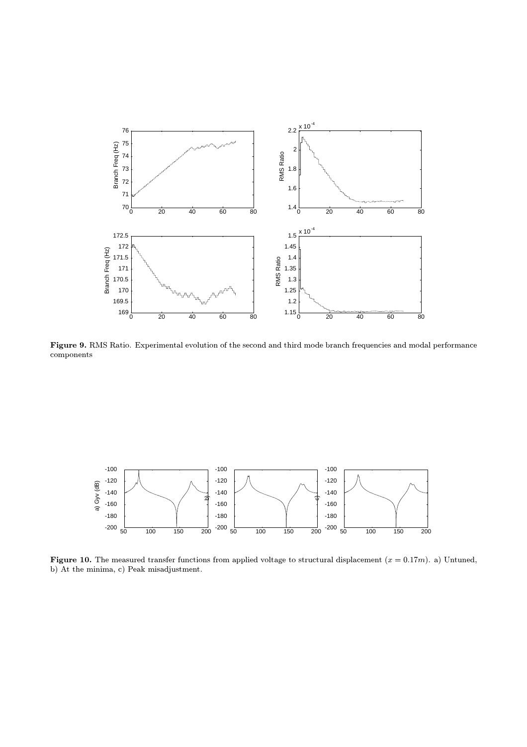**Figure 9.** RMS Ratio. Experimental evolution of the second and third mode branch frequencies and modal performance components

**Figure 10.** The measured transfer functions from applied voltage to structural displacement ($x = 0.17m$). a) Untuned, b) At the minima, c) Peak misadjustment.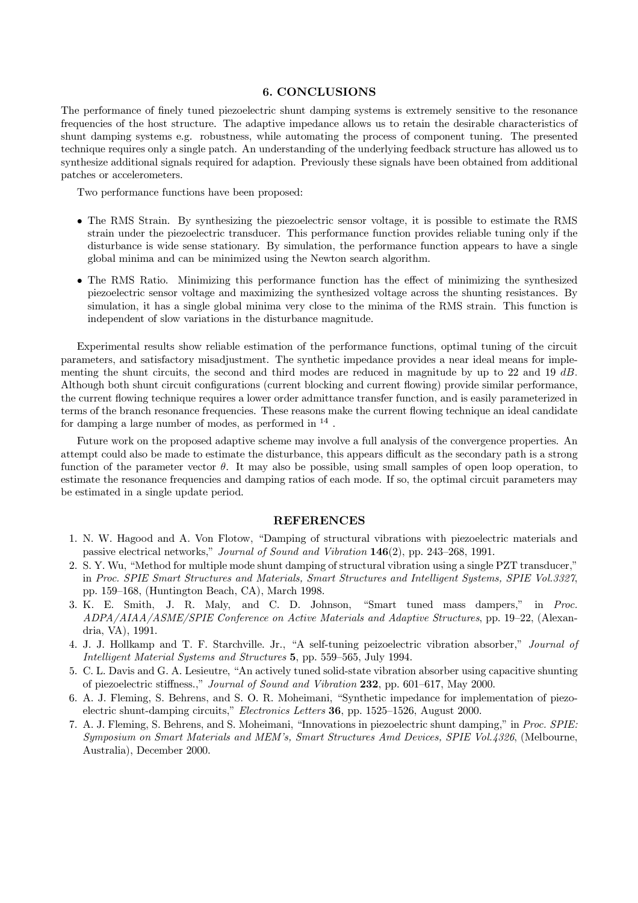## 6. CONCLUSIONS

The performance of finely tuned piezoelectric shunt damping systems is extremely sensitive to the resonance frequencies of the host structure. The adaptive impedance allows us to retain the desirable characteristics of shunt damping systems e.g. robustness, while automating the process of component tuning. The presented technique requires only a single patch. An understanding of the underlying feedback structure has allowed us to synthesize additional signals required for adaption. Previously these signals have been obtained from additional patches or accelerometers.

Two performance functions have been proposed:

- The RMS Strain. By synthesizing the piezoelectric sensor voltage, it is possible to estimate the RMS strain under the piezoelectric transducer. This performance function provides reliable tuning only if the disturbance is wide sense stationary. By simulation, the performance function appears to have a single global minima and can be minimized using the Newton search algorithm.
- The RMS Ratio. Minimizing this performance function has the effect of minimizing the synthesized piezoelectric sensor voltage and maximizing the synthesized voltage across the shunting resistances. By simulation, it has a single global minima very close to the minima of the RMS strain. This function is independent of slow variations in the disturbance magnitude.

Experimental results show reliable estimation of the performance functions, optimal tuning of the circuit parameters, and satisfactory misadjustment. The synthetic impedance provides a near ideal means for implementing the shunt circuits, the second and third modes are reduced in magnitude by up to 22 and 19 *dB*. Although both shunt circuit configurations (current blocking and current flowing) provide similar performance, the current flowing technique requires a lower order admittance transfer function, and is easily parameterized in terms of the branch resonance frequencies. These reasons make the current flowing technique an ideal candidate for damping a large number of modes, as performed in [14] .

Future work on the proposed adaptive scheme may involve a full analysis of the convergence properties. An attempt could also be made to estimate the disturbance, this appears difficult as the secondary path is a strong function of the parameter vector $\theta$. It may also be possible, using small samples of open loop operation, to estimate the resonance frequencies and damping ratios of each mode. If so, the optimal circuit parameters may be estimated in a single update period.

## REFERENCES

1. N. W. Hagood and A. Von Flotow, "Damping of structural vibrations with piezoelectric materials and passive electrical networks," *Journal of Sound and Vibration* **146**(2), pp. 243–268, 1991.
2. S. Y. Wu, "Method for multiple mode shunt damping of structural vibration using a single PZT transducer," in *Proc. SPIE Smart Structures and Materials, Smart Structures and Intelligent Systems, SPIE Vol.3327*, pp. 159–168, (Huntington Beach, CA), March 1998.
3. K. E. Smith, J. R. Maly, and C. D. Johnson, "Smart tuned mass dampers," in *Proc. ADPA/AIAA/ASME/SPIE Conference on Active Materials and Adaptive Structures*, pp. 19–22, (Alexandria, VA), 1991.
4. J. J. Hollkamp and T. F. Starchville. Jr., "A self-tuning peizoelectric vibration absorber," *Journal of Intelligent Material Systems and Structures* **5**, pp. 559–565, July 1994.
5. C. L. Davis and G. A. Lesieutre, "An actively tuned solid-state vibration absorber using capacitive shunting of piezoelectric stiffness.," *Journal of Sound and Vibration* **232**, pp. 601–617, May 2000.
6. A. J. Fleming, S. Behrens, and S. O. R. Moheimani, "Synthetic impedance for implementation of piezoelectric shunt-damping circuits," *Electronics Letters* **36**, pp. 1525–1526, August 2000.
7. A. J. Fleming, S. Behrens, and S. Moheimani, "Innovations in piezoelectric shunt damping," in *Proc. SPIE: Symposium on Smart Materials and MEM's, Smart Structures Amd Devices, SPIE Vol.4326*, (Melbourne, Australia), December 2000.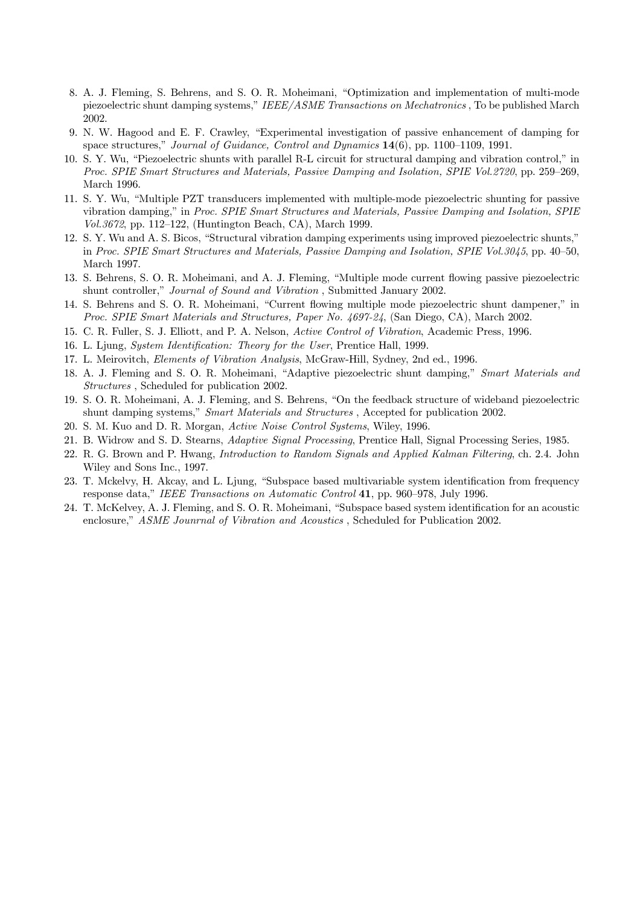8. A. J. Fleming, S. Behrens, and S. O. R. Moheimani, "Optimization and implementation of multi-mode piezoelectric shunt damping systems," *IEEE/ASME Transactions on Mechatronics* , To be published March 2002.
9. N. W. Hagood and E. F. Crawley, "Experimental investigation of passive enhancement of damping for space structures," *Journal of Guidance, Control and Dynamics* **14**(6), pp. 1100–1109, 1991.
10. S. Y. Wu, "Piezoelectric shunts with parallel R-L circuit for structural damping and vibration control," in *Proc. SPIE Smart Structures and Materials, Passive Damping and Isolation, SPIE Vol.2720*, pp. 259–269, March 1996.
11. S. Y. Wu, "Multiple PZT transducers implemented with multiple-mode piezoelectric shunting for passive vibration damping," in *Proc. SPIE Smart Structures and Materials, Passive Damping and Isolation, SPIE Vol.3672*, pp. 112–122, (Huntington Beach, CA), March 1999.
12. S. Y. Wu and A. S. Bicos, "Structural vibration damping experiments using improved piezoelectric shunts," in *Proc. SPIE Smart Structures and Materials, Passive Damping and Isolation, SPIE Vol.3045*, pp. 40–50, March 1997.
13. S. Behrens, S. O. R. Moheimani, and A. J. Fleming, "Multiple mode current flowing passive piezoelectric shunt controller," *Journal of Sound and Vibration* , Submitted January 2002.
14. S. Behrens and S. O. R. Moheimani, "Current flowing multiple mode piezoelectric shunt dampener," in *Proc. SPIE Smart Materials and Structures, Paper No. 4697-24*, (San Diego, CA), March 2002.
15. C. R. Fuller, S. J. Elliott, and P. A. Nelson, *Active Control of Vibration*, Academic Press, 1996.
16. L. Ljung, *System Identification: Theory for the User*, Prentice Hall, 1999.
17. L. Meirovitch, *Elements of Vibration Analysis*, McGraw-Hill, Sydney, 2nd ed., 1996.
18. A. J. Fleming and S. O. R. Moheimani, "Adaptive piezoelectric shunt damping," *Smart Materials and Structures* , Scheduled for publication 2002.
19. S. O. R. Moheimani, A. J. Fleming, and S. Behrens, "On the feedback structure of wideband piezoelectric shunt damping systems," *Smart Materials and Structures* , Accepted for publication 2002.
20. S. M. Kuo and D. R. Morgan, *Active Noise Control Systems*, Wiley, 1996.
21. B. Widrow and S. D. Stearns, *Adaptive Signal Processing*, Prentice Hall, Signal Processing Series, 1985.
22. R. G. Brown and P. Hwang, *Introduction to Random Signals and Applied Kalman Filtering*, ch. 2.4. John Wiley and Sons Inc., 1997.
23. T. Mckelvy, H. Akcay, and L. Ljung, "Subspace based multivariable system identification from frequency response data," *IEEE Transactions on Automatic Control* **41**, pp. 960–978, July 1996.
24. T. McKelvey, A. J. Fleming, and S. O. R. Moheimani, "Subspace based system identification for an acoustic enclosure," *ASME Jounrnal of Vibration and Acoustics* , Scheduled for Publication 2002.